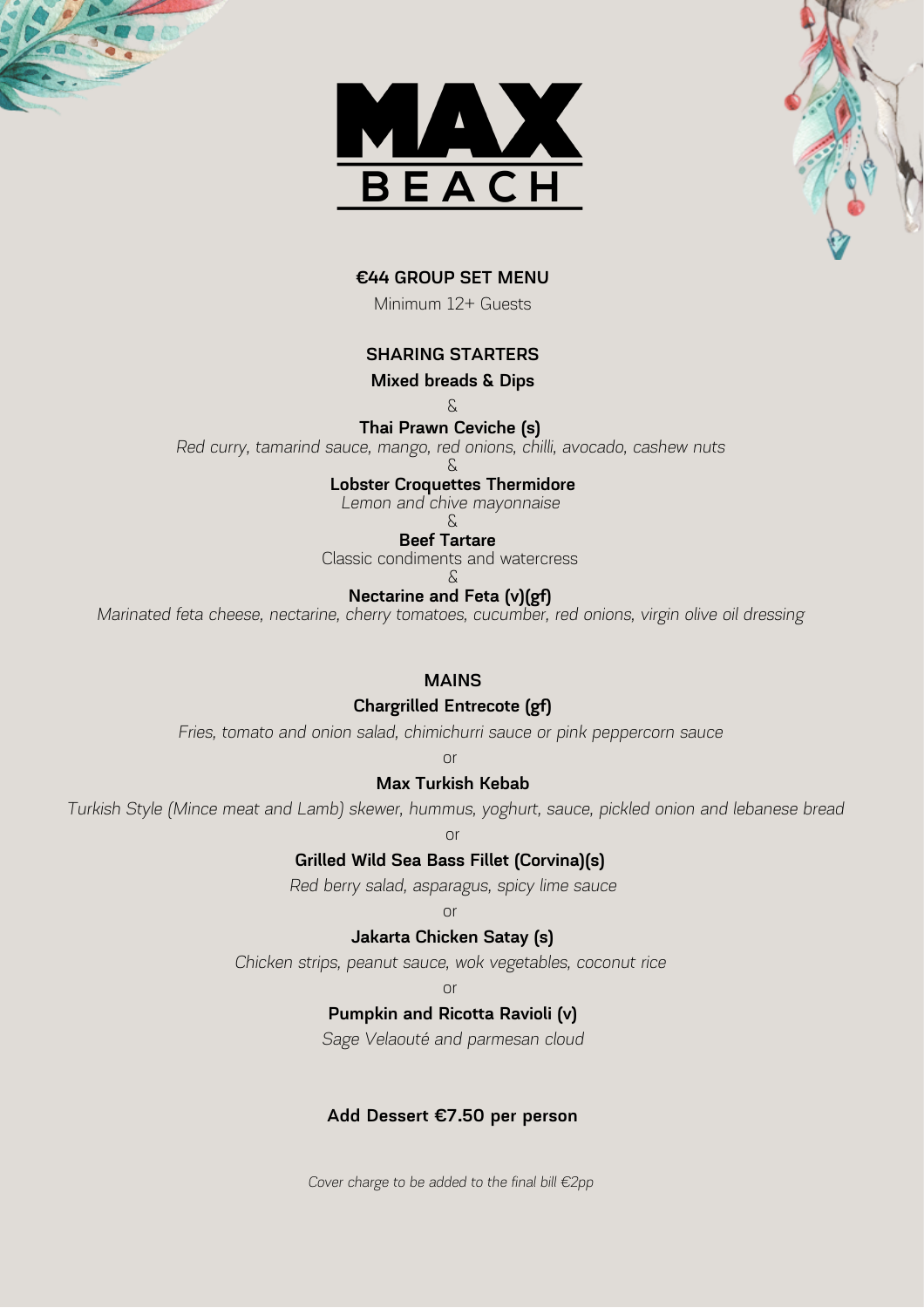# MAX BEACH

## €44 GROUP SET MENU

Minimum 12+ Guests

### SHARING STARTERS

**Mixed breads & Dips**

&

**Thai Prawn Ceviche (s)**

*Red curry, tamarind sauce, mango, red onions, chilli, avocado, cashew nuts*

&

**Lobster Croquettes Thermidore**

*Lemon and chive mayonnaise*

&

**Beef Tartare**

Classic condiments and watercress

&

**Nectarine and Feta (v)(gf)**

*Marinated feta cheese, nectarine, cherry tomatoes, cucumber, red onions, virgin olive oil dressing*

### MAINS

**Chargrilled Entrecote (gf)**

*Fries, tomato and onion salad, chimichurri sauce or pink peppercorn sauce*

or

**Max Turkish Kebab**

*Turkish Style (Mince meat and Lamb) skewer, hummus, yoghurt, sauce, pickled onion and lebanese bread*

or

**Grilled Wild Sea Bass Fillet (Corvina)(s)**

*Red berry salad, asparagus, spicy lime sauce*

or

**Jakarta Chicken Satay (s)**

*Chicken strips, peanut sauce, wok vegetables, coconut rice*

or

**Pumpkin and Ricotta Ravioli (v)**

*Sage Velaouté and parmesan cloud*

**Add Dessert €7.50 per person**

*Cover charge to be added to the final bill €2pp*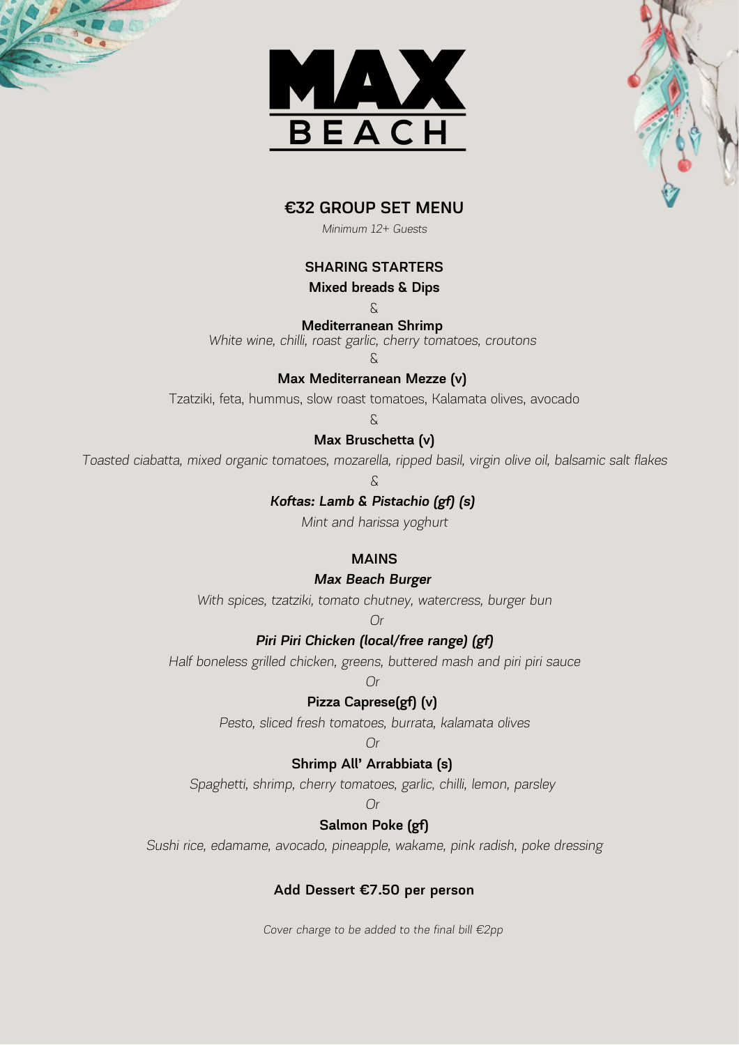# MAX BEACH

## €32 GROUP SET MENU

*Minimum 12+ Guests*

### SHARING STARTERS

**Mixed breads & Dips**

&

**Mediterranean Shrimp**

*White wine, chilli, roast garlic, cherry tomatoes, croutons*

&

**Max Mediterranean Mezze (v)**

Tzatziki, feta, hummus, slow roast tomatoes, Kalamata olives, avocado

&

**Max Bruschetta (v)**

*Toasted ciabatta, mixed organic tomatoes, mozarella, ripped basil, virgin olive oil, balsamic salt flakes*

&

***Koftas: Lamb & Pistachio (gf) (s)***

*Mint and harissa yoghurt*

### MAINS

***Max Beach Burger***

*With spices, tzatziki, tomato chutney, watercress, burger bun*

*Or*

***Piri Piri Chicken (local/free range) (gf)***

*Half boneless grilled chicken, greens, buttered mash and piri piri sauce*

*Or*

**Pizza Caprese(gf) (v)**

*Pesto, sliced fresh tomatoes, burrata, kalamata olives*

*Or*

**Shrimp All' Arrabbiata (s)**

*Spaghetti, shrimp, cherry tomatoes, garlic, chilli, lemon, parsley*

*Or*

**Salmon Poke (gf)**

*Sushi rice, edamame, avocado, pineapple, wakame, pink radish, poke dressing*

**Add Dessert €7.50 per person**

*Cover charge to be added to the final bill €2pp*